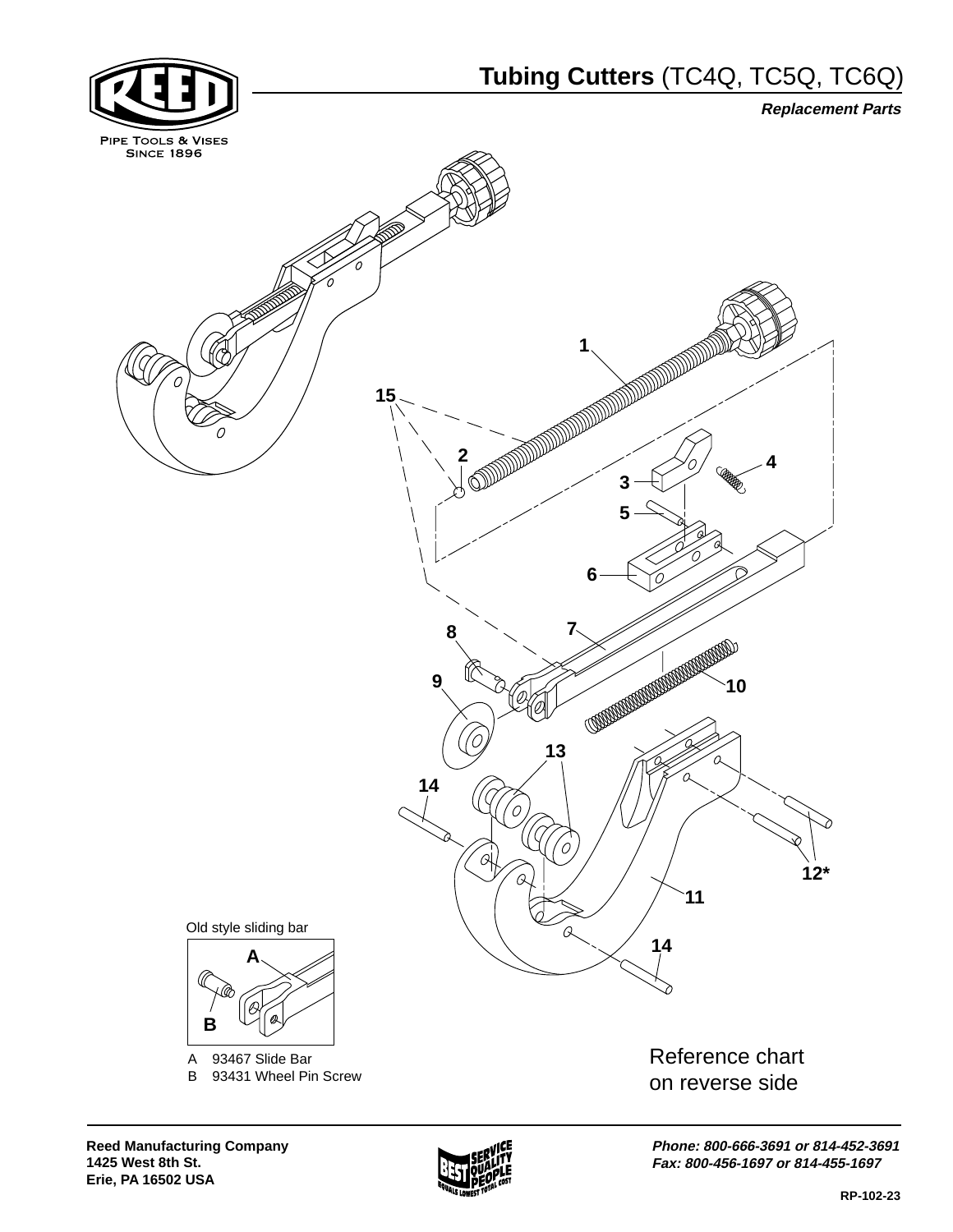# **Tubing Cutters** (TC4Q, TC5Q, TC6Q)

***Replacement Parts***

PIPE TOOLS & VISES
SINCE 1896

1
15
2
4
3
5
6
7
8
9
10
13
14
12*
11
14

Old style sliding bar

A
B

A 93467 Slide Bar
B 93431 Wheel Pin Screw

Reference chart on reverse side

**Reed Manufacturing Company**
**1425 West 8th St.**
**Erie, PA 16502 USA**

***Phone: 800-666-3691 or 814-452-3691***
***Fax: 800-456-1697 or 814-455-1697***

**RP-102-23**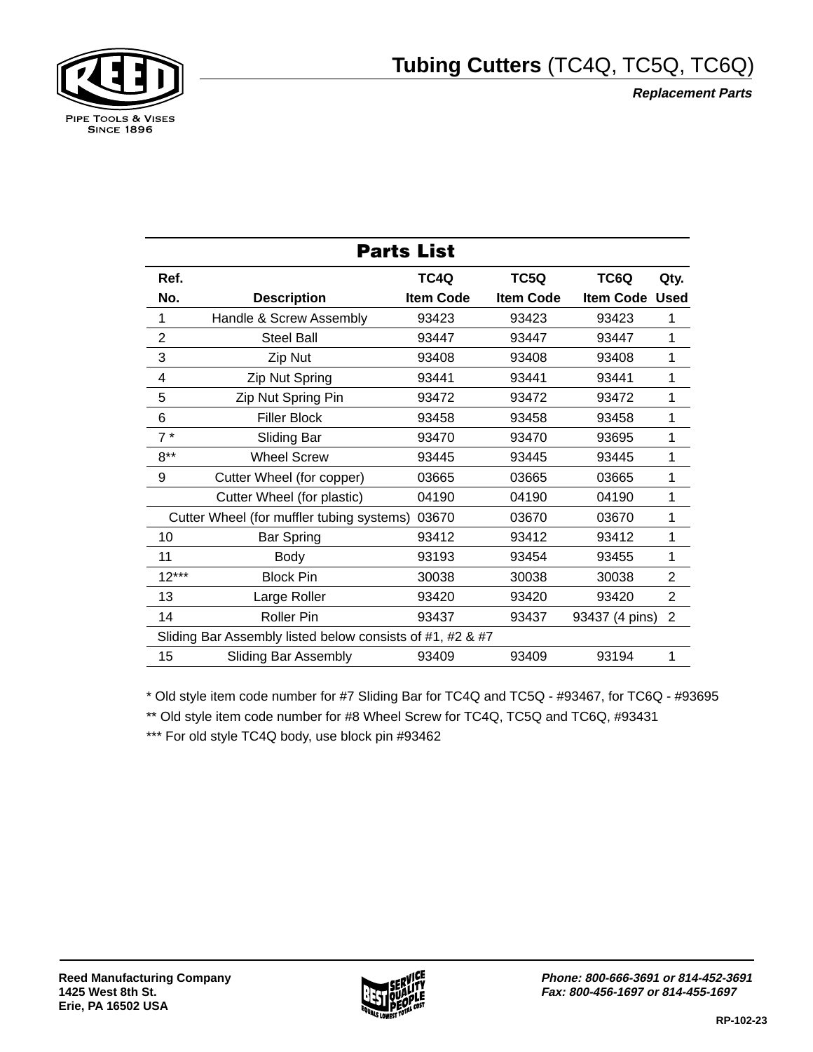# Tubing Cutters (TC4Q, TC5Q, TC6Q)

***Replacement Parts***

## Parts List

| Ref. No. | Description | TC4Q Item Code | TC5Q Item Code | TC6Q Item Code | Qty. Used |
|---|---|---|---|---|---|
| 1 | Handle & Screw Assembly | 93423 | 93423 | 93423 | 1 |
| 2 | Steel Ball | 93447 | 93447 | 93447 | 1 |
| 3 | Zip Nut | 93408 | 93408 | 93408 | 1 |
| 4 | Zip Nut Spring | 93441 | 93441 | 93441 | 1 |
| 5 | Zip Nut Spring Pin | 93472 | 93472 | 93472 | 1 |
| 6 | Filler Block | 93458 | 93458 | 93458 | 1 |
| 7 * | Sliding Bar | 93470 | 93470 | 93695 | 1 |
| 8** | Wheel Screw | 93445 | 93445 | 93445 | 1 |
| 9 | Cutter Wheel (for copper) | 03665 | 03665 | 03665 | 1 |
| | Cutter Wheel (for plastic) | 04190 | 04190 | 04190 | 1 |
| | Cutter Wheel (for muffler tubing systems) | 03670 | 03670 | 03670 | 1 |
| 10 | Bar Spring | 93412 | 93412 | 93412 | 1 |
| 11 | Body | 93193 | 93454 | 93455 | 1 |
| 12*** | Block Pin | 30038 | 30038 | 30038 | 2 |
| 13 | Large Roller | 93420 | 93420 | 93420 | 2 |
| 14 | Roller Pin | 93437 | 93437 | 93437 (4 pins) | 2 |
| Sliding Bar Assembly listed below consists of #1, #2 & #7 | | | | | |
| 15 | Sliding Bar Assembly | 93409 | 93409 | 93194 | 1 |

* Old style item code number for #7 Sliding Bar for TC4Q and TC5Q - #93467, for TC6Q - #93695

** Old style item code number for #8 Wheel Screw for TC4Q, TC5Q and TC6Q, #93431

*** For old style TC4Q body, use block pin #93462

**Reed Manufacturing Company**
**1425 West 8th St.**
**Erie, PA 16502 USA**

***Phone: 800-666-3691 or 814-452-3691***
***Fax: 800-456-1697 or 814-455-1697***

**RP-102-23**